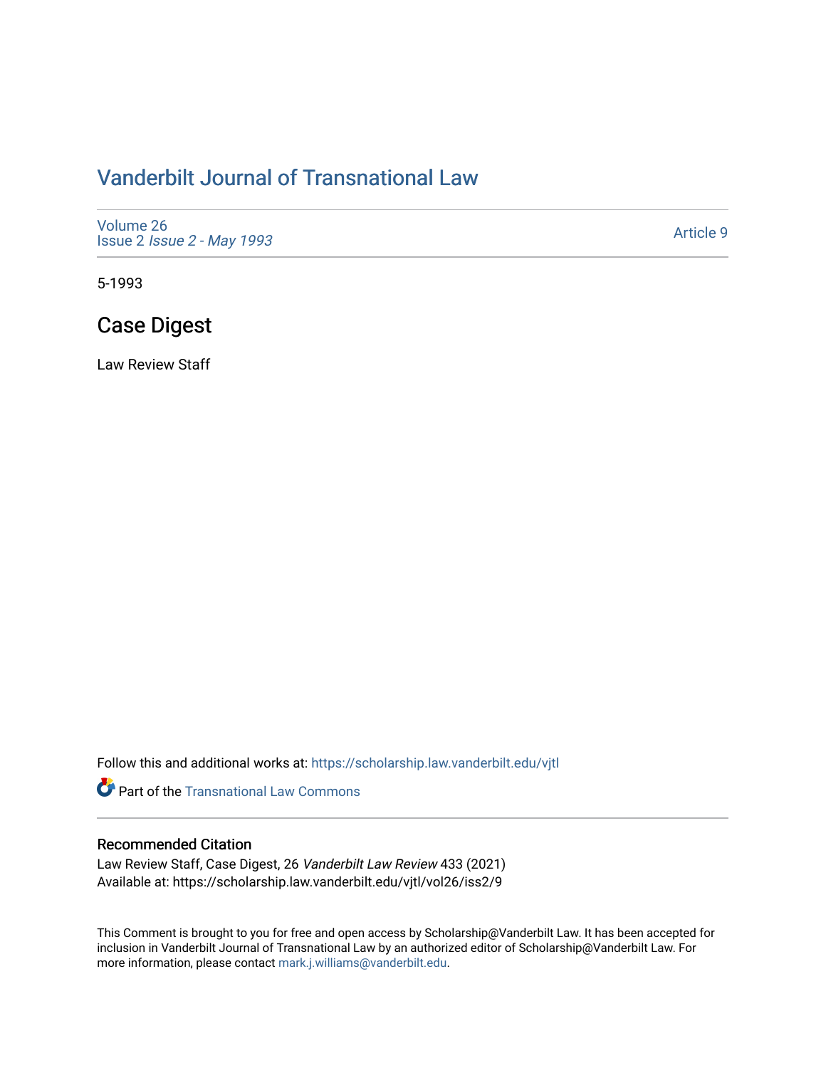# Vanderbilt Journal of Transnational Law

Volume 26
Issue 2 *Issue 2 - May 1993*

Article 9

5-1993

## Case Digest

Law Review Staff

Follow this and additional works at: https://scholarship.law.vanderbilt.edu/vjtl

Part of the Transnational Law Commons

### Recommended Citation

Law Review Staff, Case Digest, 26 *Vanderbilt Law Review* 433 (2021)
Available at: https://scholarship.law.vanderbilt.edu/vjtl/vol26/iss2/9

This Comment is brought to you for free and open access by Scholarship@Vanderbilt Law. It has been accepted for inclusion in Vanderbilt Journal of Transnational Law by an authorized editor of Scholarship@Vanderbilt Law. For more information, please contact mark.j.williams@vanderbilt.edu.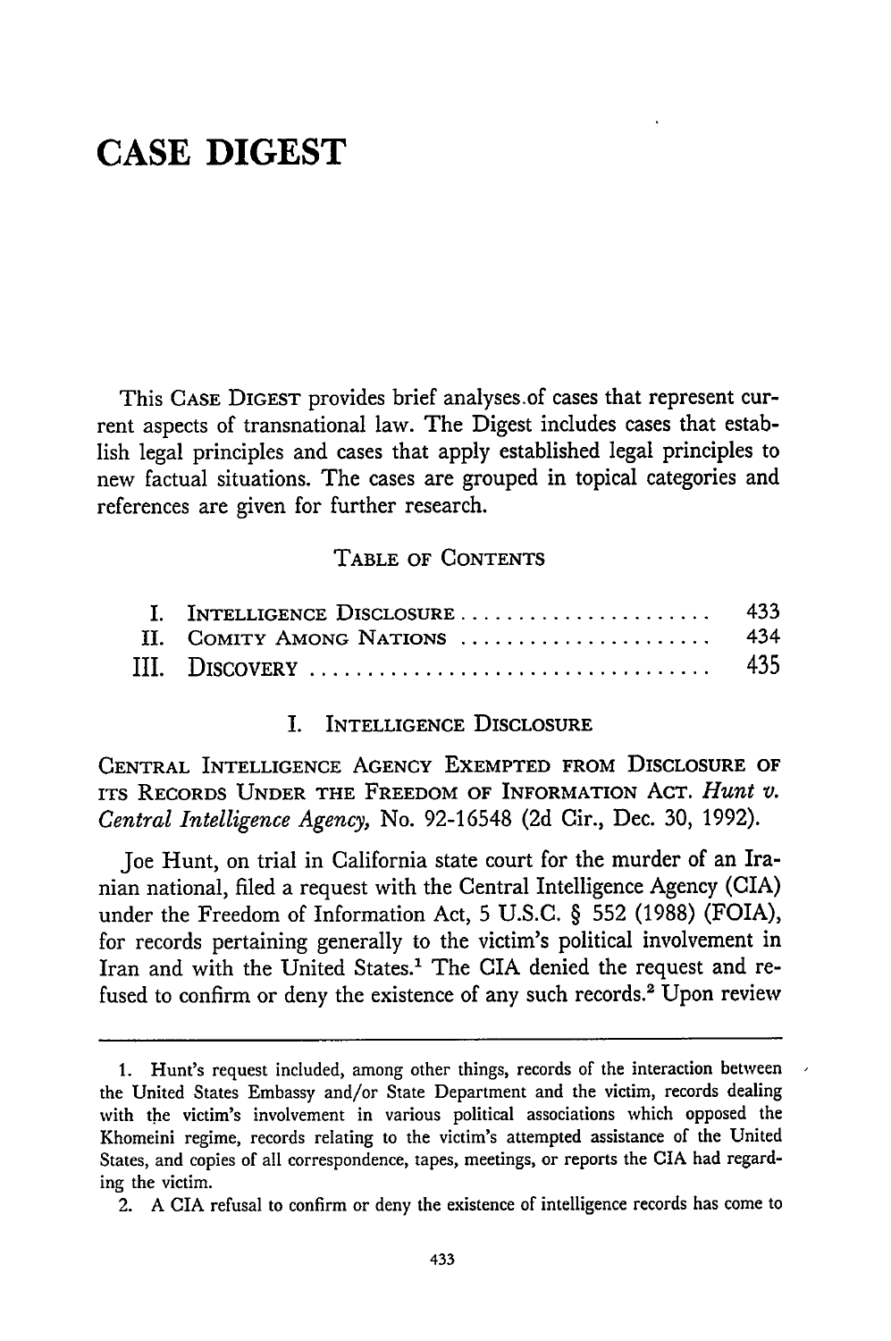# CASE DIGEST

This CASE DIGEST provides brief analyses of cases that represent current aspects of transnational law. The Digest includes cases that establish legal principles and cases that apply established legal principles to new factual situations. The cases are grouped in topical categories and references are given for further research.

TABLE OF CONTENTS

| | | |
|---|---|---|
| I. | INTELLIGENCE DISCLOSURE | 433 |
| II. | COMITY AMONG NATIONS | 434 |
| III. | DISCOVERY | 435 |

## I. INTELLIGENCE DISCLOSURE

CENTRAL INTELLIGENCE AGENCY EXEMPTED FROM DISCLOSURE OF ITS RECORDS UNDER THE FREEDOM OF INFORMATION ACT. *Hunt v. Central Intelligence Agency,* No. 92-16548 (2d Cir., Dec. 30, 1992).

Joe Hunt, on trial in California state court for the murder of an Iranian national, filed a request with the Central Intelligence Agency (CIA) under the Freedom of Information Act, 5 U.S.C. § 552 (1988) (FOIA), for records pertaining generally to the victim's political involvement in Iran and with the United States.[1] The CIA denied the request and refused to confirm or deny the existence of any such records.[2] Upon review

1. Hunt's request included, among other things, records of the interaction between the United States Embassy and/or State Department and the victim, records dealing with the victim's involvement in various political associations which opposed the Khomeini regime, records relating to the victim's attempted assistance of the United States, and copies of all correspondence, tapes, meetings, or reports the CIA had regarding the victim.

2. A CIA refusal to confirm or deny the existence of intelligence records has come to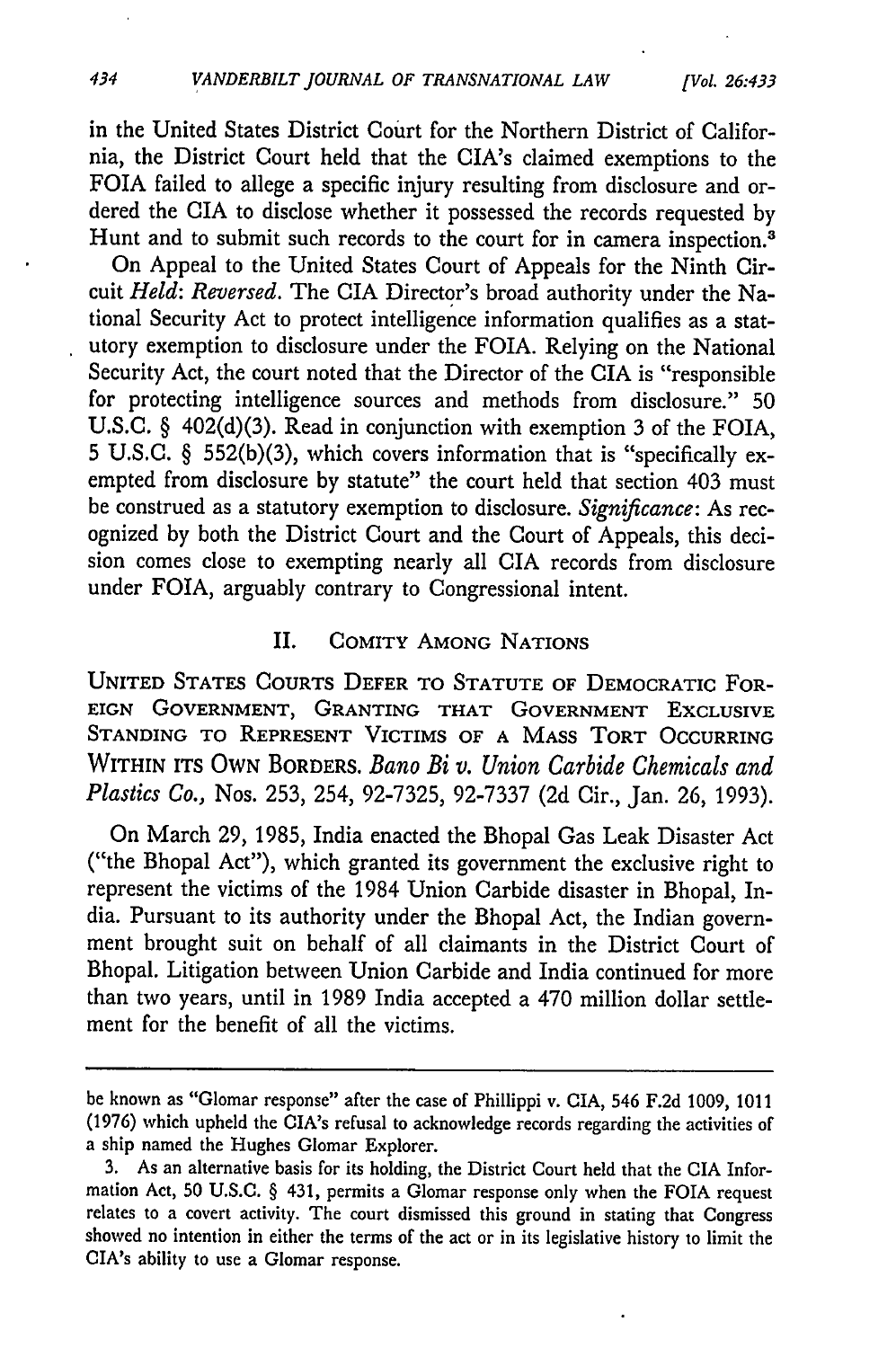in the United States District Court for the Northern District of California, the District Court held that the CIA's claimed exemptions to the FOIA failed to allege a specific injury resulting from disclosure and ordered the CIA to disclose whether it possessed the records requested by Hunt and to submit such records to the court for in camera inspection.[3]

On Appeal to the United States Court of Appeals for the Ninth Circuit *Held*: *Reversed*. The CIA Director's broad authority under the National Security Act to protect intelligence information qualifies as a statutory exemption to disclosure under the FOIA. Relying on the National Security Act, the court noted that the Director of the CIA is "responsible for protecting intelligence sources and methods from disclosure." 50 U.S.C. § 402(d)(3). Read in conjunction with exemption 3 of the FOIA, 5 U.S.C. § 552(b)(3), which covers information that is "specifically exempted from disclosure by statute" the court held that section 403 must be construed as a statutory exemption to disclosure. *Significance*: As recognized by both the District Court and the Court of Appeals, this decision comes close to exempting nearly all CIA records from disclosure under FOIA, arguably contrary to Congressional intent.

## II. Comity Among Nations

UNITED STATES COURTS DEFER TO STATUTE OF DEMOCRATIC FOREIGN GOVERNMENT, GRANTING THAT GOVERNMENT EXCLUSIVE STANDING TO REPRESENT VICTIMS OF A MASS TORT OCCURRING WITHIN ITS OWN BORDERS. *Bano Bi v. Union Carbide Chemicals and Plastics Co.,* Nos. 253, 254, 92-7325, 92-7337 (2d Cir., Jan. 26, 1993).

On March 29, 1985, India enacted the Bhopal Gas Leak Disaster Act ("the Bhopal Act"), which granted its government the exclusive right to represent the victims of the 1984 Union Carbide disaster in Bhopal, India. Pursuant to its authority under the Bhopal Act, the Indian government brought suit on behalf of all claimants in the District Court of Bhopal. Litigation between Union Carbide and India continued for more than two years, until in 1989 India accepted a 470 million dollar settlement for the benefit of all the victims.

---

be known as "Glomar response" after the case of Phillippi v. CIA, 546 F.2d 1009, 1011 (1976) which upheld the CIA's refusal to acknowledge records regarding the activities of a ship named the Hughes Glomar Explorer.

3. As an alternative basis for its holding, the District Court held that the CIA Information Act, 50 U.S.C. § 431, permits a Glomar response only when the FOIA request relates to a covert activity. The court dismissed this ground in stating that Congress showed no intention in either the terms of the act or in its legislative history to limit the CIA's ability to use a Glomar response.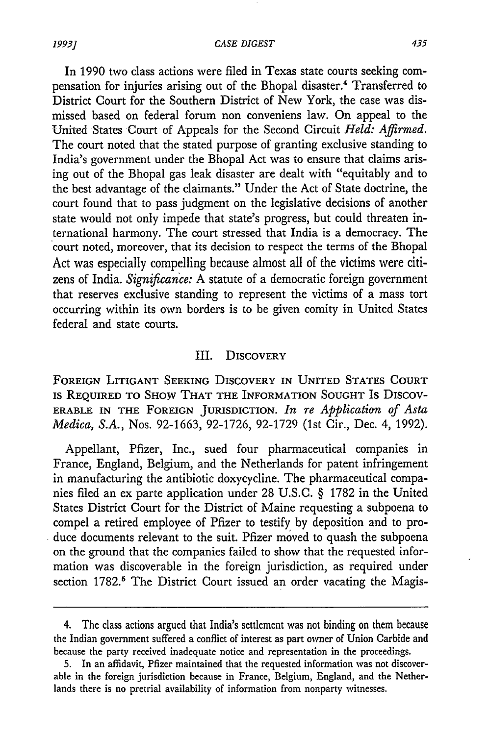In 1990 two class actions were filed in Texas state courts seeking compensation for injuries arising out of the Bhopal disaster.[4] Transferred to District Court for the Southern District of New York, the case was dismissed based on federal forum non conveniens law. On appeal to the United States Court of Appeals for the Second Circuit *Held: Affirmed.* The court noted that the stated purpose of granting exclusive standing to India's government under the Bhopal Act was to ensure that claims arising out of the Bhopal gas leak disaster are dealt with "equitably and to the best advantage of the claimants." Under the Act of State doctrine, the court found that to pass judgment on the legislative decisions of another state would not only impede that state's progress, but could threaten international harmony. The court stressed that India is a democracy. The court noted, moreover, that its decision to respect the terms of the Bhopal Act was especially compelling because almost all of the victims were citizens of India. *Significance:* A statute of a democratic foreign government that reserves exclusive standing to represent the victims of a mass tort occurring within its own borders is to be given comity in United States federal and state courts.

## III. Discovery

FOREIGN LITIGANT SEEKING DISCOVERY IN UNITED STATES COURT IS REQUIRED TO SHOW THAT THE INFORMATION SOUGHT IS DISCOVERABLE IN THE FOREIGN JURISDICTION. *In re Application of Asta Medica, S.A.*, Nos. 92-1663, 92-1726, 92-1729 (1st Cir., Dec. 4, 1992).

Appellant, Pfizer, Inc., sued four pharmaceutical companies in France, England, Belgium, and the Netherlands for patent infringement in manufacturing the antibiotic doxycycline. The pharmaceutical companies filed an ex parte application under 28 U.S.C. § 1782 in the United States District Court for the District of Maine requesting a subpoena to compel a retired employee of Pfizer to testify by deposition and to produce documents relevant to the suit. Pfizer moved to quash the subpoena on the ground that the companies failed to show that the requested information was discoverable in the foreign jurisdiction, as required under section 1782.[5] The District Court issued an order vacating the Magis-

---

4. The class actions argued that India's settlement was not binding on them because the Indian government suffered a conflict of interest as part owner of Union Carbide and because the party received inadequate notice and representation in the proceedings.

5. In an affidavit, Pfizer maintained that the requested information was not discoverable in the foreign jurisdiction because in France, Belgium, England, and the Netherlands there is no pretrial availability of information from nonparty witnesses.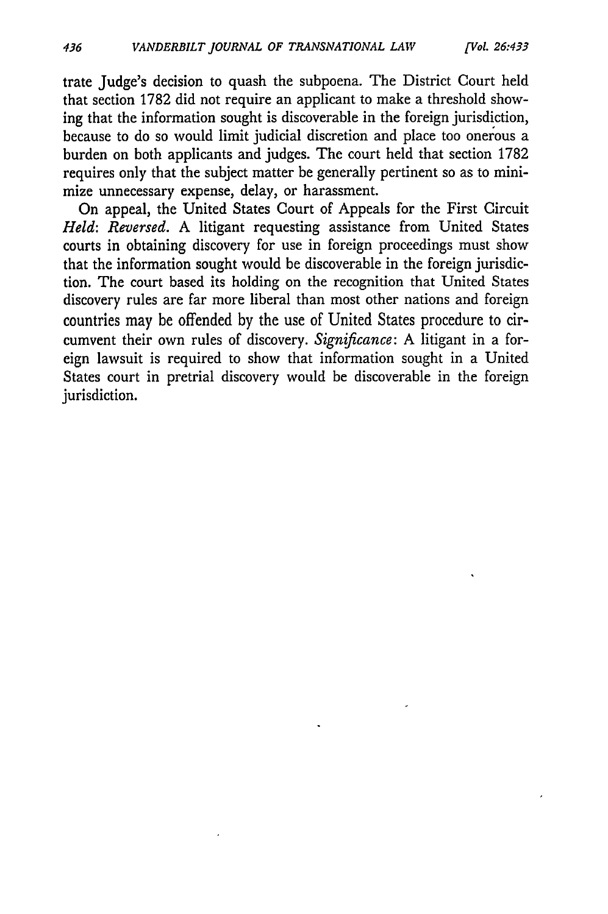trate Judge's decision to quash the subpoena. The District Court held that section 1782 did not require an applicant to make a threshold showing that the information sought is discoverable in the foreign jurisdiction, because to do so would limit judicial discretion and place too onerous a burden on both applicants and judges. The court held that section 1782 requires only that the subject matter be generally pertinent so as to minimize unnecessary expense, delay, or harassment.

On appeal, the United States Court of Appeals for the First Circuit *Held*: *Reversed*. A litigant requesting assistance from United States courts in obtaining discovery for use in foreign proceedings must show that the information sought would be discoverable in the foreign jurisdiction. The court based its holding on the recognition that United States discovery rules are far more liberal than most other nations and foreign countries may be offended by the use of United States procedure to circumvent their own rules of discovery. *Significance*: A litigant in a foreign lawsuit is required to show that information sought in a United States court in pretrial discovery would be discoverable in the foreign jurisdiction.